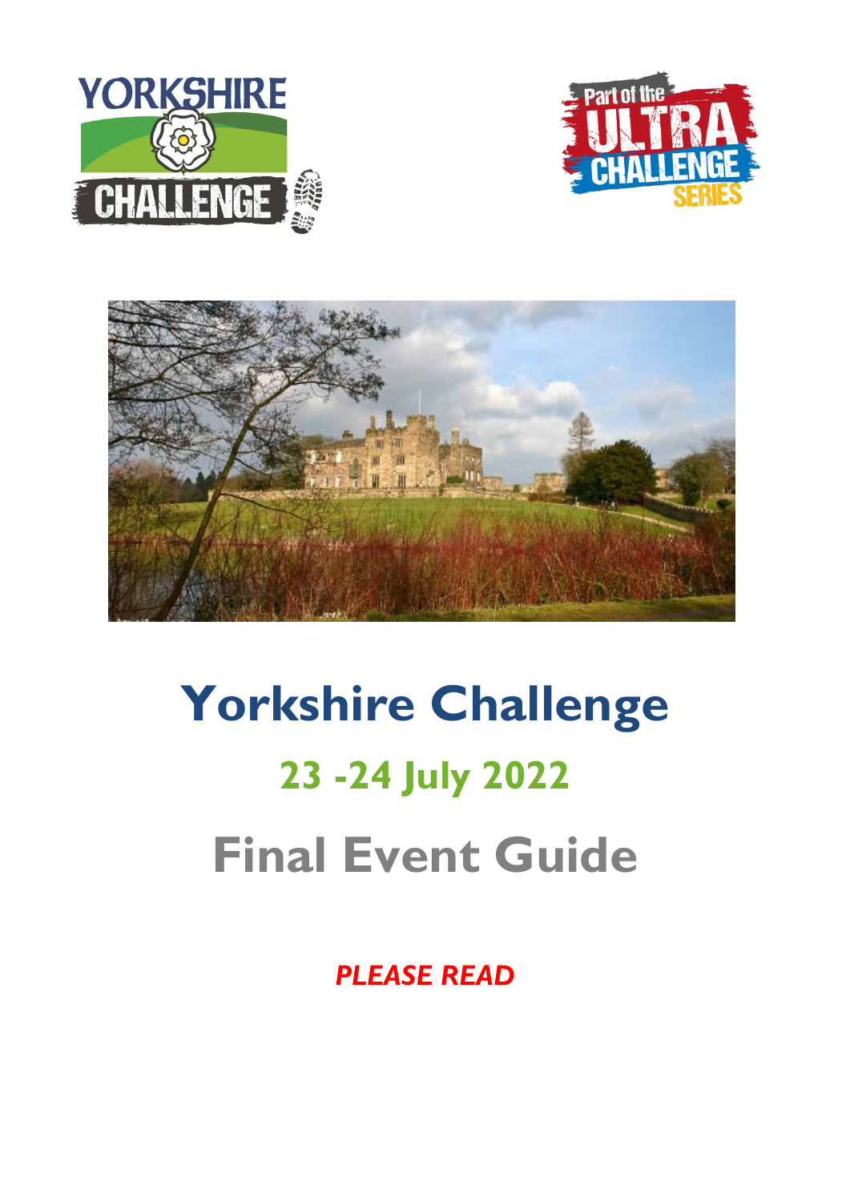# Yorkshire Challenge

## 23 -24 July 2022

# Final Event Guide

***PLEASE READ***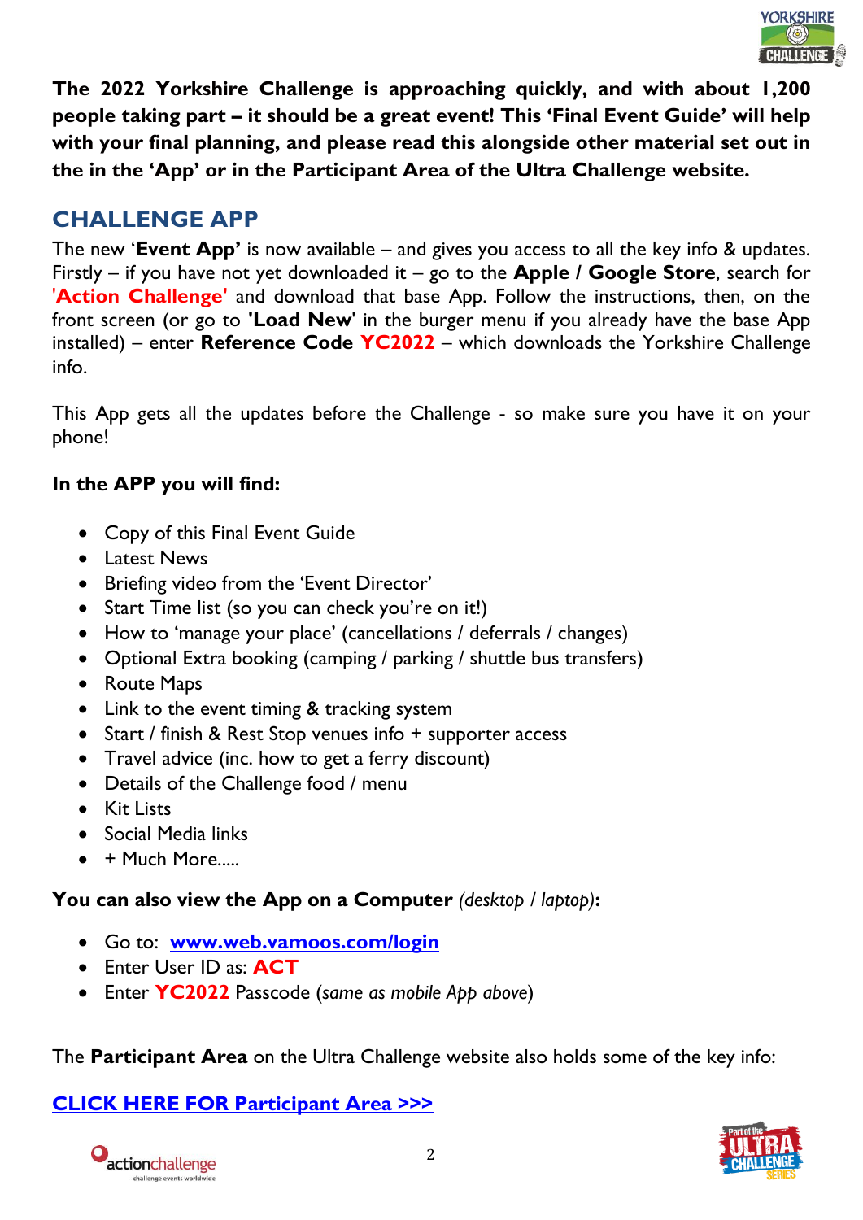**The 2022 Yorkshire Challenge is approaching quickly, and with about 1,200 people taking part – it should be a great event! This 'Final Event Guide' will help with your final planning, and please read this alongside other material set out in the in the 'App' or in the Participant Area of the Ultra Challenge website.**

## CHALLENGE APP

The new '**Event App'** is now available – and gives you access to all the key info & updates. Firstly – if you have not yet downloaded it – go to the **Apple / Google Store**, search for **'Action Challenge'** and download that base App. Follow the instructions, then, on the front screen (or go to **'Load New**' in the burger menu if you already have the base App installed) – enter **Reference Code YC2022** – which downloads the Yorkshire Challenge info.

This App gets all the updates before the Challenge - so make sure you have it on your phone!

**In the APP you will find:**

- Copy of this Final Event Guide
- Latest News
- Briefing video from the 'Event Director'
- Start Time list (so you can check you're on it!)
- How to 'manage your place' (cancellations / deferrals / changes)
- Optional Extra booking (camping / parking / shuttle bus transfers)
- Route Maps
- Link to the event timing & tracking system
- Start / finish & Rest Stop venues info + supporter access
- Travel advice (inc. how to get a ferry discount)
- Details of the Challenge food / menu
- Kit Lists
- Social Media links
- + Much More.....

**You can also view the App on a Computer** *(desktop / laptop)***:**

- Go to: **www.web.vamoos.com/login**
- Enter User ID as: **ACT**
- Enter **YC2022** Passcode (*same as mobile App above*)

The **Participant Area** on the Ultra Challenge website also holds some of the key info:

**CLICK HERE FOR Participant Area >>>**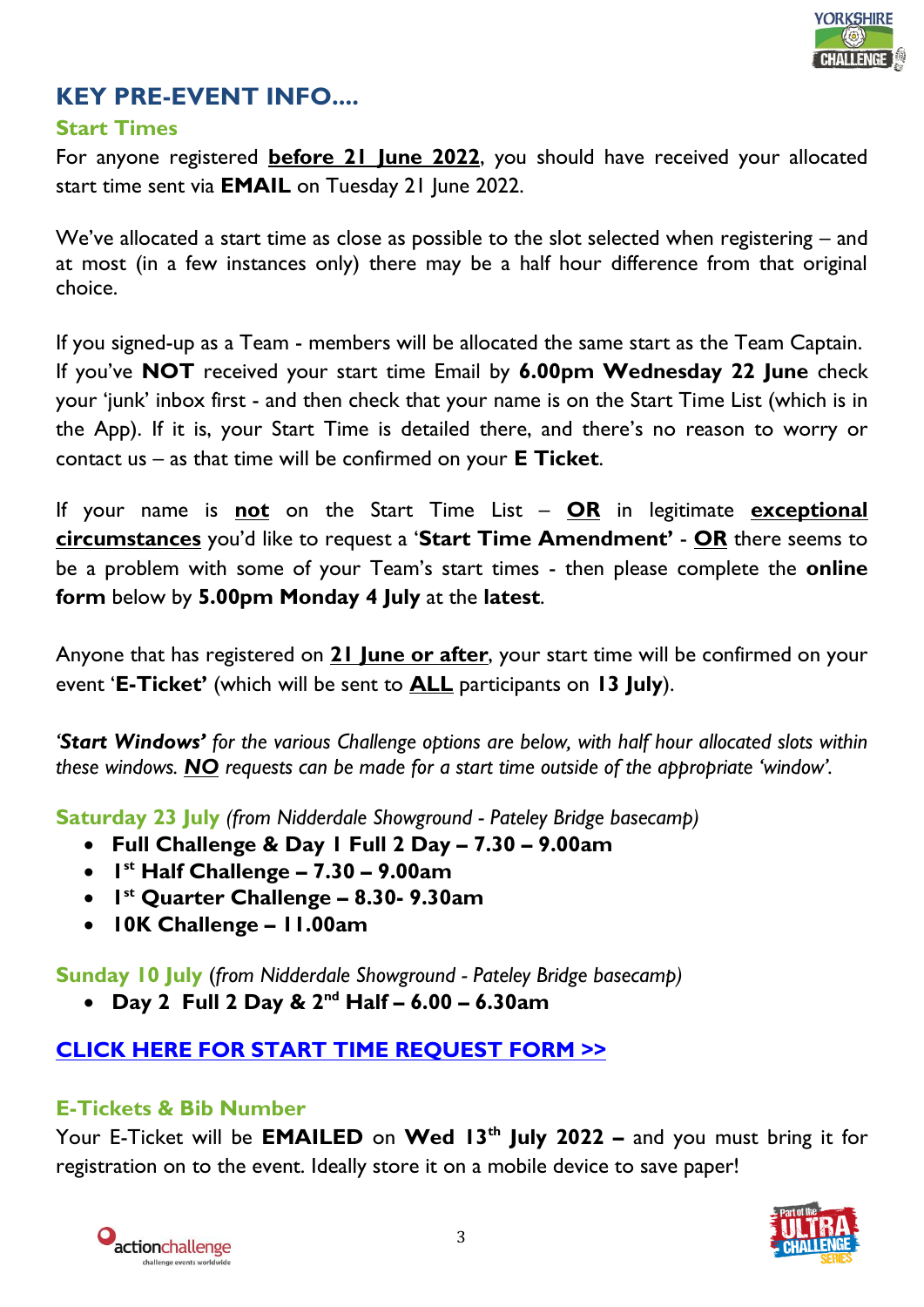## KEY PRE-EVENT INFO....

### Start Times

For anyone registered **before 21 June 2022**, you should have received your allocated start time sent via **EMAIL** on Tuesday 21 June 2022.

We've allocated a start time as close as possible to the slot selected when registering – and at most (in a few instances only) there may be a half hour difference from that original choice.

If you signed-up as a Team - members will be allocated the same start as the Team Captain. If you've **NOT** received your start time Email by **6.00pm Wednesday 22 June** check your 'junk' inbox first - and then check that your name is on the Start Time List (which is in the App). If it is, your Start Time is detailed there, and there's no reason to worry or contact us – as that time will be confirmed on your **E Ticket**.

If your name is **not** on the Start Time List – **OR** in legitimate **exceptional circumstances** you'd like to request a '**Start Time Amendment'** - **OR** there seems to be a problem with some of your Team's start times - then please complete the **online form** below by **5.00pm Monday 4 July** at the **latest**.

Anyone that has registered on **21 June or after**, your start time will be confirmed on your event '**E-Ticket'** (which will be sent to **ALL** participants on **13 July**).

*'**Start Windows'** for the various Challenge options are below, with half hour allocated slots within these windows. **NO** requests can be made for a start time outside of the appropriate 'window'.*

**Saturday 23 July** *(from Nidderdale Showground - Pateley Bridge basecamp)*

- **Full Challenge & Day 1 Full 2 Day – 7.30 – 9.00am**
- **1st Half Challenge – 7.30 – 9.00am**
- **1st Quarter Challenge – 8.30- 9.30am**
- **10K Challenge – 11.00am**

**Sunday 10 July** *(from Nidderdale Showground - Pateley Bridge basecamp)*

- **Day 2 Full 2 Day & 2nd Half – 6.00 – 6.30am**

**CLICK HERE FOR START TIME REQUEST FORM >>**

### E-Tickets & Bib Number

Your E-Ticket will be **EMAILED** on **Wed 13th July 2022 –** and you must bring it for registration on to the event. Ideally store it on a mobile device to save paper!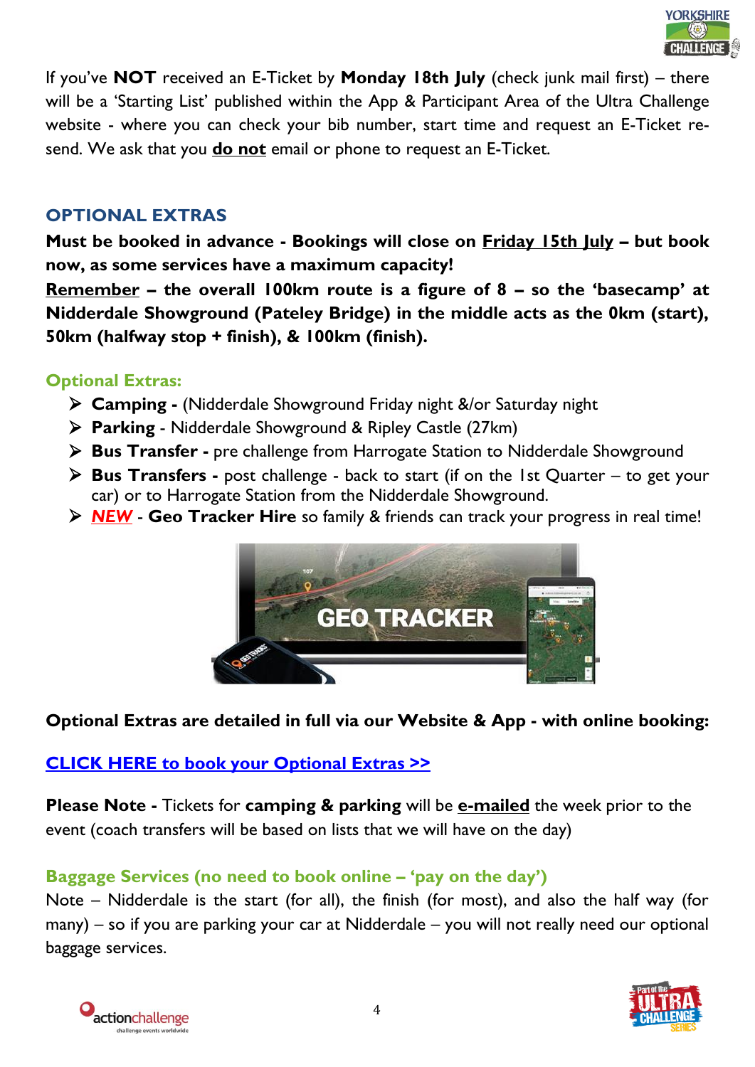If you've **NOT** received an E-Ticket by **Monday 18th July** (check junk mail first) – there will be a 'Starting List' published within the App & Participant Area of the Ultra Challenge website - where you can check your bib number, start time and request an E-Ticket re-send. We ask that you **do not** email or phone to request an E-Ticket.

## OPTIONAL EXTRAS

**Must be booked in advance - Bookings will close on Friday 15th July – but book now, as some services have a maximum capacity!**

**Remember – the overall 100km route is a figure of 8 – so the 'basecamp' at Nidderdale Showground (Pateley Bridge) in the middle acts as the 0km (start), 50km (halfway stop + finish), & 100km (finish).**

### Optional Extras:

- **Camping -** (Nidderdale Showground Friday night &/or Saturday night
- **Parking** - Nidderdale Showground & Ripley Castle (27km)
- **Bus Transfer -** pre challenge from Harrogate Station to Nidderdale Showground
- **Bus Transfers -** post challenge - back to start (if on the 1st Quarter – to get your car) or to Harrogate Station from the Nidderdale Showground.
- ***NEW*** - **Geo Tracker Hire** so family & friends can track your progress in real time!

**Optional Extras are detailed in full via our Website & App - with online booking:**

**CLICK HERE to book your Optional Extras >>**

**Please Note -** Tickets for **camping & parking** will be **e-mailed** the week prior to the event (coach transfers will be based on lists that we will have on the day)

### Baggage Services (no need to book online – 'pay on the day')

Note – Nidderdale is the start (for all), the finish (for most), and also the half way (for many) – so if you are parking your car at Nidderdale – you will not really need our optional baggage services.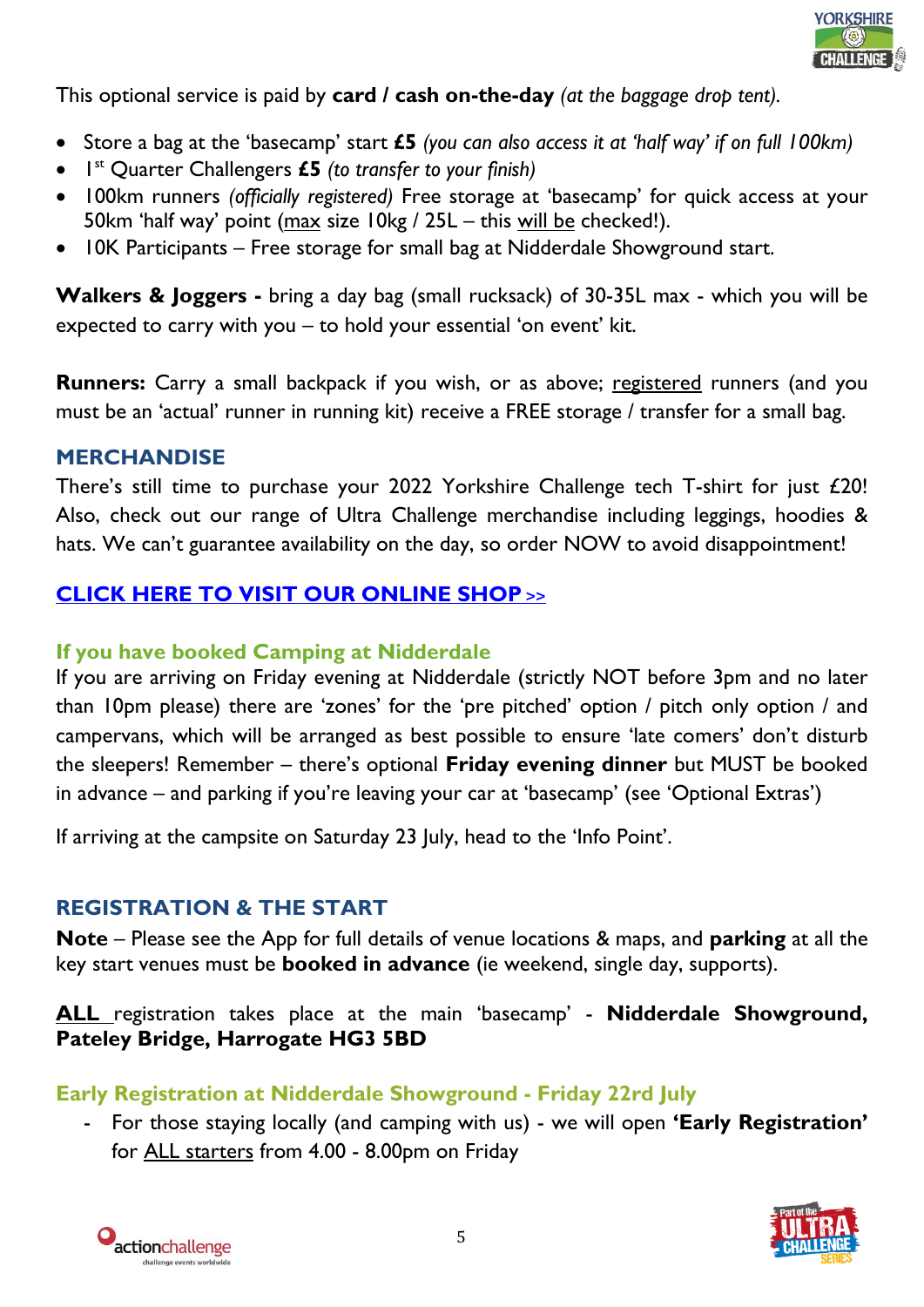This optional service is paid by **card / cash on-the-day** *(at the baggage drop tent).*

- Store a bag at the 'basecamp' start **£5** *(you can also access it at 'half way' if on full 100km)*
- 1st Quarter Challengers **£5** *(to transfer to your finish)*
- 100km runners *(officially registered)* Free storage at 'basecamp' for quick access at your 50km 'half way' point (max size 10kg / 25L – this will be checked!).
- 10K Participants – Free storage for small bag at Nidderdale Showground start.

**Walkers & Joggers -** bring a day bag (small rucksack) of 30-35L max - which you will be expected to carry with you – to hold your essential 'on event' kit.

**Runners:** Carry a small backpack if you wish, or as above; registered runners (and you must be an 'actual' runner in running kit) receive a FREE storage / transfer for a small bag.

## MERCHANDISE

There's still time to purchase your 2022 Yorkshire Challenge tech T-shirt for just £20! Also, check out our range of Ultra Challenge merchandise including leggings, hoodies & hats. We can't guarantee availability on the day, so order NOW to avoid disappointment!

**CLICK HERE TO VISIT OUR ONLINE SHOP >>**

### If you have booked Camping at Nidderdale

If you are arriving on Friday evening at Nidderdale (strictly NOT before 3pm and no later than 10pm please) there are 'zones' for the 'pre pitched' option / pitch only option / and campervans, which will be arranged as best possible to ensure 'late comers' don't disturb the sleepers! Remember – there's optional **Friday evening dinner** but MUST be booked in advance – and parking if you're leaving your car at 'basecamp' (see 'Optional Extras')

If arriving at the campsite on Saturday 23 July, head to the 'Info Point'.

## REGISTRATION & THE START

**Note** – Please see the App for full details of venue locations & maps, and **parking** at all the key start venues must be **booked in advance** (ie weekend, single day, supports).

**ALL** registration takes place at the main 'basecamp' - **Nidderdale Showground, Pateley Bridge, Harrogate HG3 5BD**

### Early Registration at Nidderdale Showground - Friday 22rd July

- For those staying locally (and camping with us) - we will open **'Early Registration'** for ALL starters from 4.00 - 8.00pm on Friday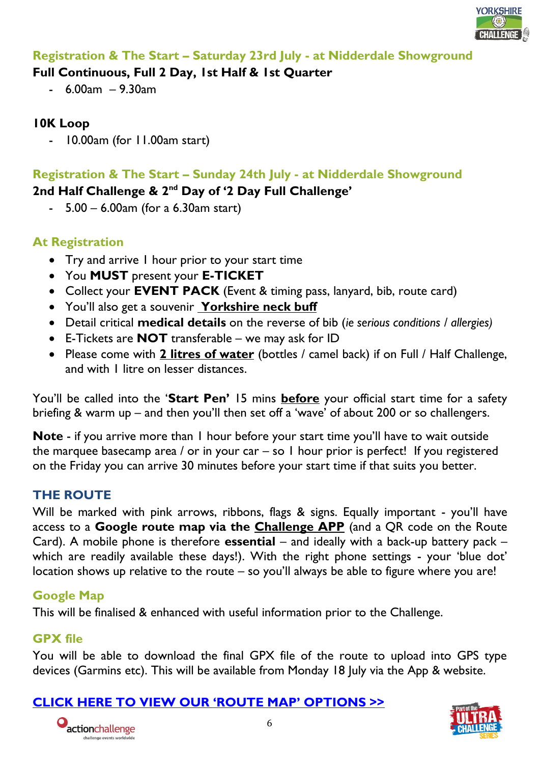## Registration & The Start – Saturday 23rd July - at Nidderdale Showground

**Full Continuous, Full 2 Day, 1st Half & 1st Quarter**

- 6.00am – 9.30am

**10K Loop**

- 10.00am (for 11.00am start)

## Registration & The Start – Sunday 24th July - at Nidderdale Showground

**2nd Half Challenge & 2nd Day of '2 Day Full Challenge'**

- 5.00 – 6.00am (for a 6.30am start)

## At Registration

- Try and arrive 1 hour prior to your start time
- You **MUST** present your **E-TICKET**
- Collect your **EVENT PACK** (Event & timing pass, lanyard, bib, route card)
- You'll also get a souvenir **Yorkshire neck buff**
- Detail critical **medical details** on the reverse of bib (*ie serious conditions / allergies)*
- E-Tickets are **NOT** transferable – we may ask for ID
- Please come with **2 litres of water** (bottles / camel back) if on Full / Half Challenge, and with 1 litre on lesser distances.

You'll be called into the '**Start Pen'** 15 mins **before** your official start time for a safety briefing & warm up – and then you'll then set off a 'wave' of about 200 or so challengers.

**Note** - if you arrive more than 1 hour before your start time you'll have to wait outside the marquee basecamp area / or in your car – so 1 hour prior is perfect! If you registered on the Friday you can arrive 30 minutes before your start time if that suits you better.

## THE ROUTE

Will be marked with pink arrows, ribbons, flags & signs. Equally important - you'll have access to a **Google route map via the Challenge APP** (and a QR code on the Route Card). A mobile phone is therefore **essential** – and ideally with a back-up battery pack – which are readily available these days!). With the right phone settings - your 'blue dot' location shows up relative to the route – so you'll always be able to figure where you are!

### Google Map

This will be finalised & enhanced with useful information prior to the Challenge.

### GPX file

You will be able to download the final GPX file of the route to upload into GPS type devices (Garmins etc). This will be available from Monday 18 July via the App & website.

**CLICK HERE TO VIEW OUR 'ROUTE MAP' OPTIONS >>**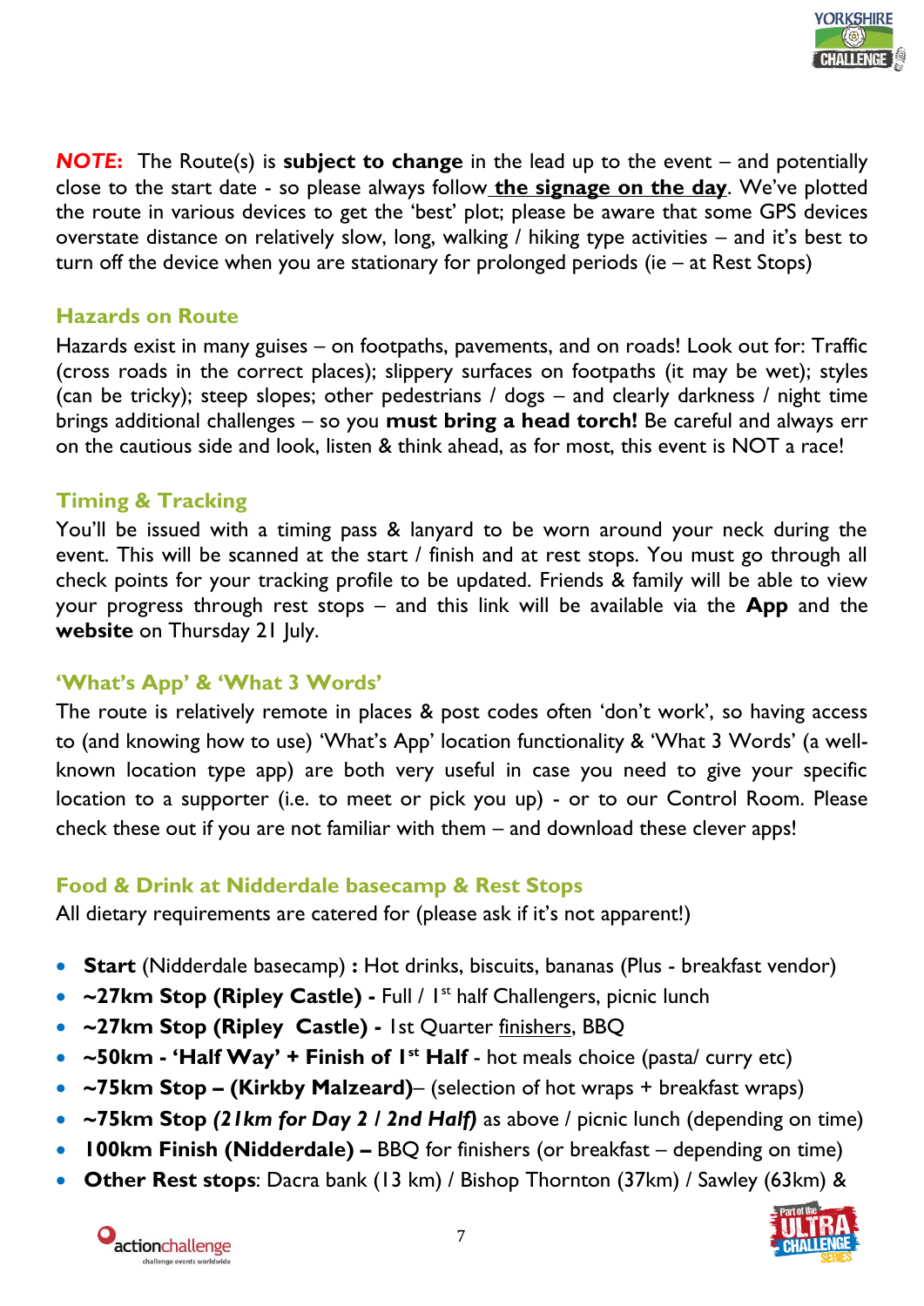***NOTE:*** The Route(s) is **subject to change** in the lead up to the event – and potentially close to the start date - so please always follow **the signage on the day**. We've plotted the route in various devices to get the 'best' plot; please be aware that some GPS devices overstate distance on relatively slow, long, walking / hiking type activities – and it's best to turn off the device when you are stationary for prolonged periods (ie – at Rest Stops)

### Hazards on Route

Hazards exist in many guises – on footpaths, pavements, and on roads! Look out for: Traffic (cross roads in the correct places); slippery surfaces on footpaths (it may be wet); styles (can be tricky); steep slopes; other pedestrians / dogs – and clearly darkness / night time brings additional challenges – so you **must bring a head torch!** Be careful and always err on the cautious side and look, listen & think ahead, as for most, this event is NOT a race!

### Timing & Tracking

You'll be issued with a timing pass & lanyard to be worn around your neck during the event. This will be scanned at the start / finish and at rest stops. You must go through all check points for your tracking profile to be updated. Friends & family will be able to view your progress through rest stops – and this link will be available via the **App** and the **website** on Thursday 21 July.

### 'What's App' & 'What 3 Words'

The route is relatively remote in places & post codes often 'don't work', so having access to (and knowing how to use) 'What's App' location functionality & 'What 3 Words' (a well-known location type app) are both very useful in case you need to give your specific location to a supporter (i.e. to meet or pick you up) - or to our Control Room. Please check these out if you are not familiar with them – and download these clever apps!

### Food & Drink at Nidderdale basecamp & Rest Stops

All dietary requirements are catered for (please ask if it's not apparent!)

- **Start** (Nidderdale basecamp) **:** Hot drinks, biscuits, bananas (Plus - breakfast vendor)
- **~27km Stop (Ripley Castle) -** Full / 1st half Challengers, picnic lunch
- **~27km Stop (Ripley Castle) -** 1st Quarter finishers, BBQ
- **~50km - 'Half Way' + Finish of 1st Half** - hot meals choice (pasta/ curry etc)
- **~75km Stop – (Kirkby Malzeard)**– (selection of hot wraps + breakfast wraps)
- **~75km Stop *(21km for Day 2 / 2nd Half)*** as above / picnic lunch (depending on time)
- **100km Finish (Nidderdale) –** BBQ for finishers (or breakfast – depending on time)
- **Other Rest stops**: Dacra bank (13 km) / Bishop Thornton (37km) / Sawley (63km) &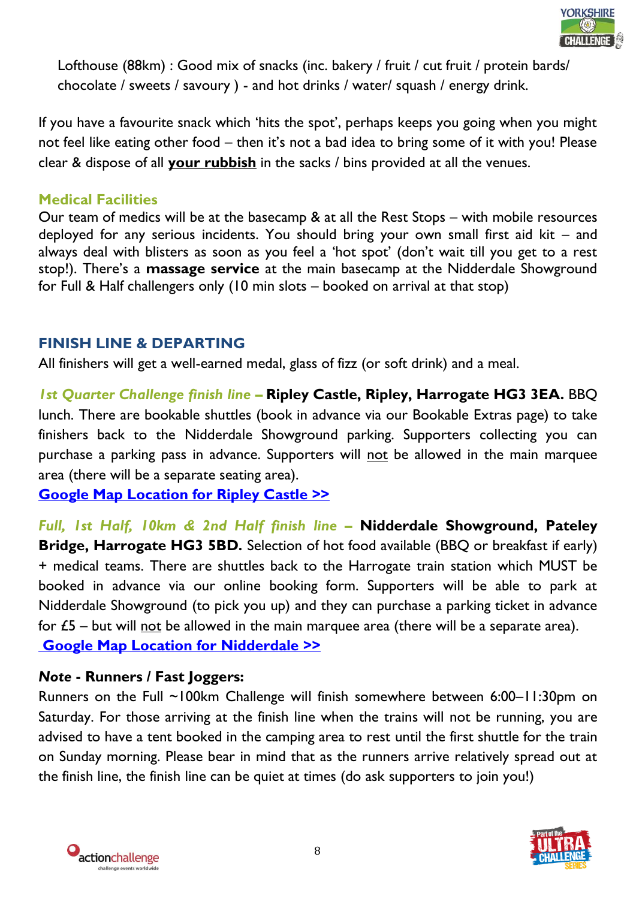Lofthouse (88km) : Good mix of snacks (inc. bakery / fruit / cut fruit / protein bards/ chocolate / sweets / savoury ) - and hot drinks / water/ squash / energy drink.

If you have a favourite snack which 'hits the spot', perhaps keeps you going when you might not feel like eating other food – then it's not a bad idea to bring some of it with you! Please clear & dispose of all **your rubbish** in the sacks / bins provided at all the venues.

### Medical Facilities

Our team of medics will be at the basecamp & at all the Rest Stops – with mobile resources deployed for any serious incidents. You should bring your own small first aid kit – and always deal with blisters as soon as you feel a 'hot spot' (don't wait till you get to a rest stop!). There's a **massage service** at the main basecamp at the Nidderdale Showground for Full & Half challengers only (10 min slots – booked on arrival at that stop)

## FINISH LINE & DEPARTING

All finishers will get a well-earned medal, glass of fizz (or soft drink) and a meal.

***1st Quarter Challenge finish line –*** **Ripley Castle, Ripley, Harrogate HG3 3EA.** BBQ lunch. There are bookable shuttles (book in advance via our Bookable Extras page) to take finishers back to the Nidderdale Showground parking. Supporters collecting you can purchase a parking pass in advance. Supporters will not be allowed in the main marquee area (there will be a separate seating area).

**Google Map Location for Ripley Castle >>**

***Full, 1st Half, 10km & 2nd Half finish line –*** **Nidderdale Showground, Pateley Bridge, Harrogate HG3 5BD.** Selection of hot food available (BBQ or breakfast if early) + medical teams. There are shuttles back to the Harrogate train station which MUST be booked in advance via our online booking form. Supporters will be able to park at Nidderdale Showground (to pick you up) and they can purchase a parking ticket in advance for £5 – but will not be allowed in the main marquee area (there will be a separate area).

**Google Map Location for Nidderdale >>**

***Note* - Runners / Fast Joggers:**

Runners on the Full ~100km Challenge will finish somewhere between 6:00–11:30pm on Saturday. For those arriving at the finish line when the trains will not be running, you are advised to have a tent booked in the camping area to rest until the first shuttle for the train on Sunday morning. Please bear in mind that as the runners arrive relatively spread out at the finish line, the finish line can be quiet at times (do ask supporters to join you!)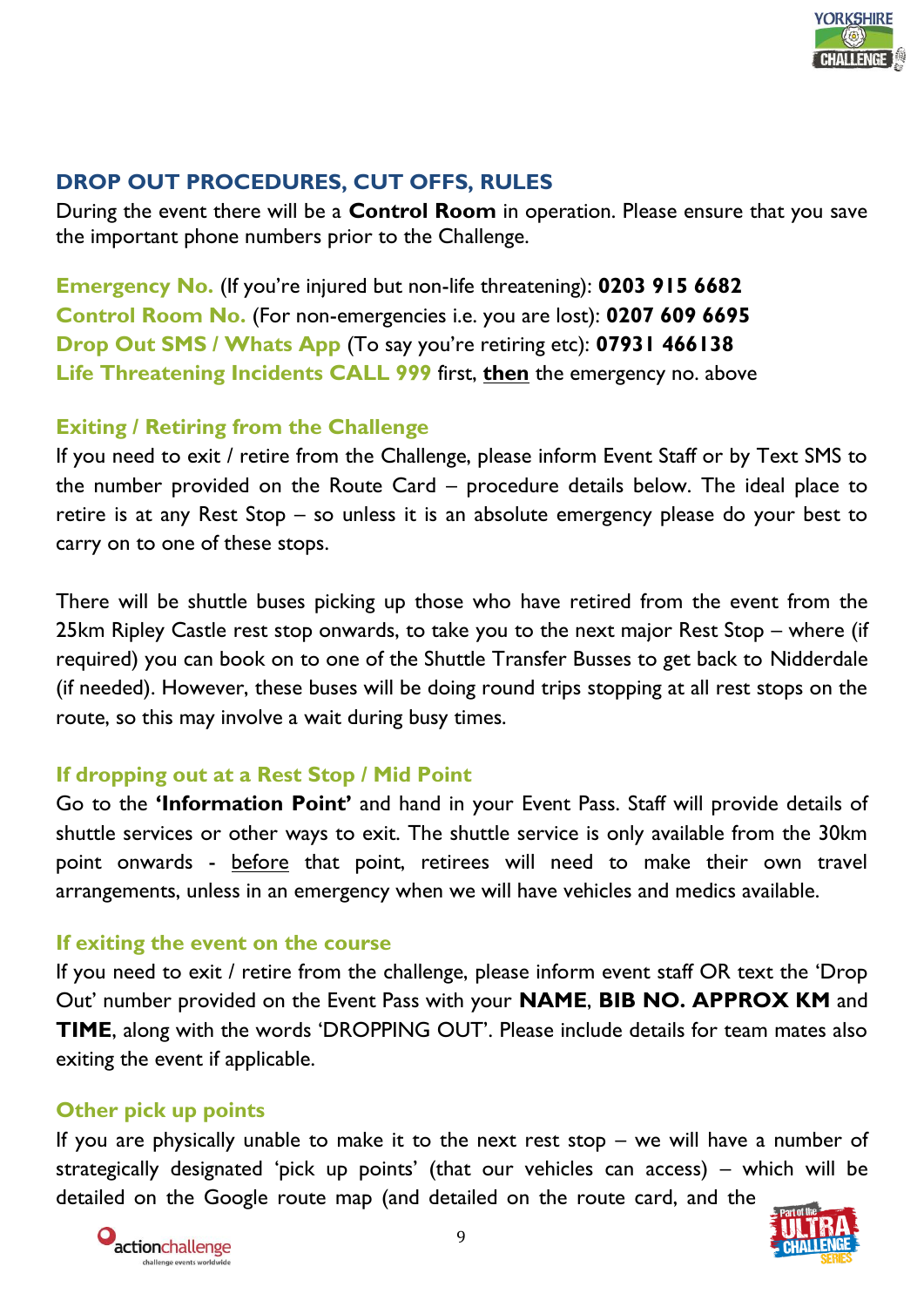## DROP OUT PROCEDURES, CUT OFFS, RULES

During the event there will be a **Control Room** in operation. Please ensure that you save the important phone numbers prior to the Challenge.

**Emergency No.** (If you're injured but non-life threatening): **0203 915 6682**
**Control Room No.** (For non-emergencies i.e. you are lost): **0207 609 6695**
**Drop Out SMS / Whats App** (To say you're retiring etc): **07931 466138**
**Life Threatening Incidents CALL 999** first, **then** the emergency no. above

### Exiting / Retiring from the Challenge

If you need to exit / retire from the Challenge, please inform Event Staff or by Text SMS to the number provided on the Route Card – procedure details below. The ideal place to retire is at any Rest Stop – so unless it is an absolute emergency please do your best to carry on to one of these stops.

There will be shuttle buses picking up those who have retired from the event from the 25km Ripley Castle rest stop onwards, to take you to the next major Rest Stop – where (if required) you can book on to one of the Shuttle Transfer Busses to get back to Nidderdale (if needed). However, these buses will be doing round trips stopping at all rest stops on the route, so this may involve a wait during busy times.

### If dropping out at a Rest Stop / Mid Point

Go to the **'Information Point'** and hand in your Event Pass. Staff will provide details of shuttle services or other ways to exit. The shuttle service is only available from the 30km point onwards - before that point, retirees will need to make their own travel arrangements, unless in an emergency when we will have vehicles and medics available.

### If exiting the event on the course

If you need to exit / retire from the challenge, please inform event staff OR text the 'Drop Out' number provided on the Event Pass with your **NAME**, **BIB NO. APPROX KM** and **TIME**, along with the words 'DROPPING OUT'. Please include details for team mates also exiting the event if applicable.

### Other pick up points

If you are physically unable to make it to the next rest stop – we will have a number of strategically designated 'pick up points' (that our vehicles can access) – which will be detailed on the Google route map (and detailed on the route card, and the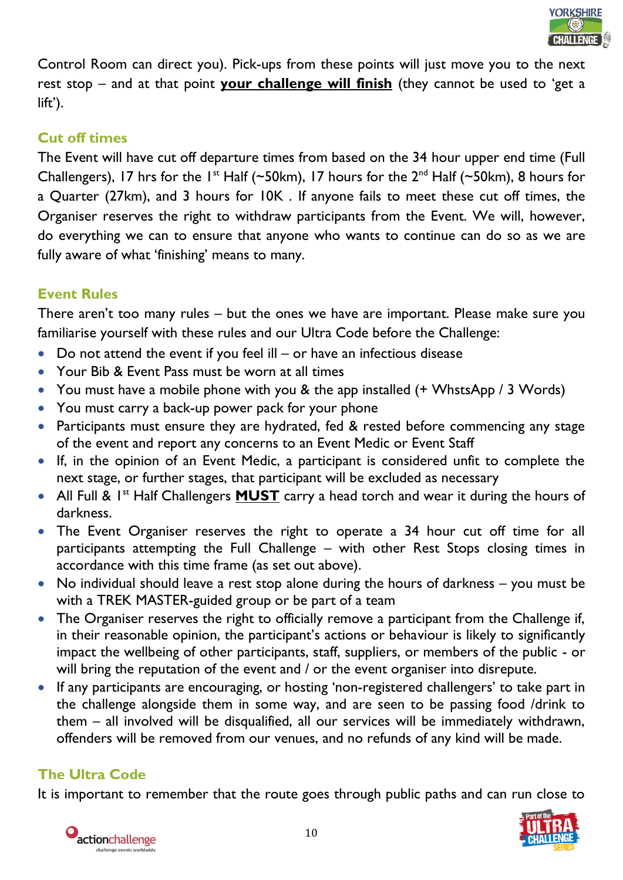Control Room can direct you). Pick-ups from these points will just move you to the next rest stop – and at that point **your challenge will finish** (they cannot be used to 'get a lift').

## Cut off times

The Event will have cut off departure times from based on the 34 hour upper end time (Full Challengers), 17 hrs for the 1st Half (~50km), 17 hours for the 2nd Half (~50km), 8 hours for a Quarter (27km), and 3 hours for 10K . If anyone fails to meet these cut off times, the Organiser reserves the right to withdraw participants from the Event. We will, however, do everything we can to ensure that anyone who wants to continue can do so as we are fully aware of what 'finishing' means to many.

## Event Rules

There aren't too many rules – but the ones we have are important. Please make sure you familiarise yourself with these rules and our Ultra Code before the Challenge:

- Do not attend the event if you feel ill – or have an infectious disease
- Your Bib & Event Pass must be worn at all times
- You must have a mobile phone with you & the app installed (+ WhstsApp / 3 Words)
- You must carry a back-up power pack for your phone
- Participants must ensure they are hydrated, fed & rested before commencing any stage of the event and report any concerns to an Event Medic or Event Staff
- If, in the opinion of an Event Medic, a participant is considered unfit to complete the next stage, or further stages, that participant will be excluded as necessary
- All Full & 1st Half Challengers **MUST** carry a head torch and wear it during the hours of darkness.
- The Event Organiser reserves the right to operate a 34 hour cut off time for all participants attempting the Full Challenge – with other Rest Stops closing times in accordance with this time frame (as set out above).
- No individual should leave a rest stop alone during the hours of darkness – you must be with a TREK MASTER-guided group or be part of a team
- The Organiser reserves the right to officially remove a participant from the Challenge if, in their reasonable opinion, the participant's actions or behaviour is likely to significantly impact the wellbeing of other participants, staff, suppliers, or members of the public - or will bring the reputation of the event and / or the event organiser into disrepute.
- If any participants are encouraging, or hosting 'non-registered challengers' to take part in the challenge alongside them in some way, and are seen to be passing food /drink to them – all involved will be disqualified, all our services will be immediately withdrawn, offenders will be removed from our venues, and no refunds of any kind will be made.

## The Ultra Code

It is important to remember that the route goes through public paths and can run close to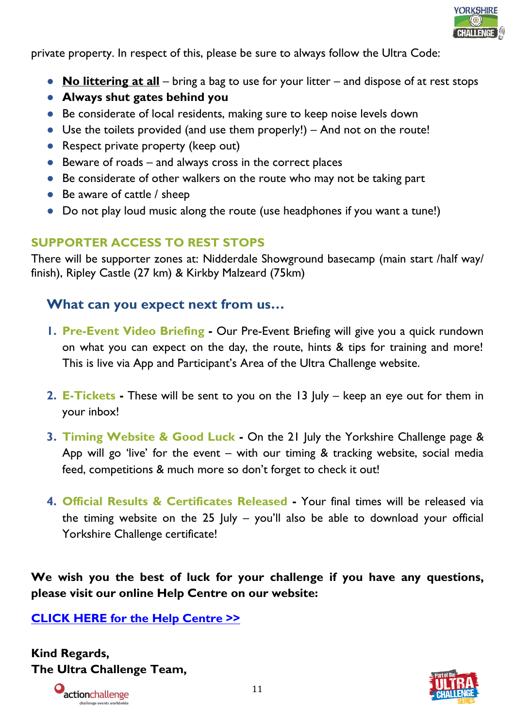private property. In respect of this, please be sure to always follow the Ultra Code:

- **No littering at all** – bring a bag to use for your litter – and dispose of at rest stops
- **Always shut gates behind you**
- Be considerate of local residents, making sure to keep noise levels down
- Use the toilets provided (and use them properly!) – And not on the route!
- Respect private property (keep out)
- Beware of roads – and always cross in the correct places
- Be considerate of other walkers on the route who may not be taking part
- Be aware of cattle / sheep
- Do not play loud music along the route (use headphones if you want a tune!)

## SUPPORTER ACCESS TO REST STOPS

There will be supporter zones at: Nidderdale Showground basecamp (main start /half way/ finish), Ripley Castle (27 km) & Kirkby Malzeard (75km)

### What can you expect next from us…

1. **Pre-Event Video Briefing** - Our Pre-Event Briefing will give you a quick rundown on what you can expect on the day, the route, hints & tips for training and more! This is live via App and Participant's Area of the Ultra Challenge website.

2. **E-Tickets** - These will be sent to you on the 13 July – keep an eye out for them in your inbox!

3. **Timing Website & Good Luck** - On the 21 July the Yorkshire Challenge page & App will go 'live' for the event – with our timing & tracking website, social media feed, competitions & much more so don't forget to check it out!

4. **Official Results & Certificates Released** - Your final times will be released via the timing website on the 25 July – you'll also be able to download your official Yorkshire Challenge certificate!

**We wish you the best of luck for your challenge if you have any questions, please visit our online Help Centre on our website:**

**CLICK HERE for the Help Centre >>**

**Kind Regards,**
**The Ultra Challenge Team,**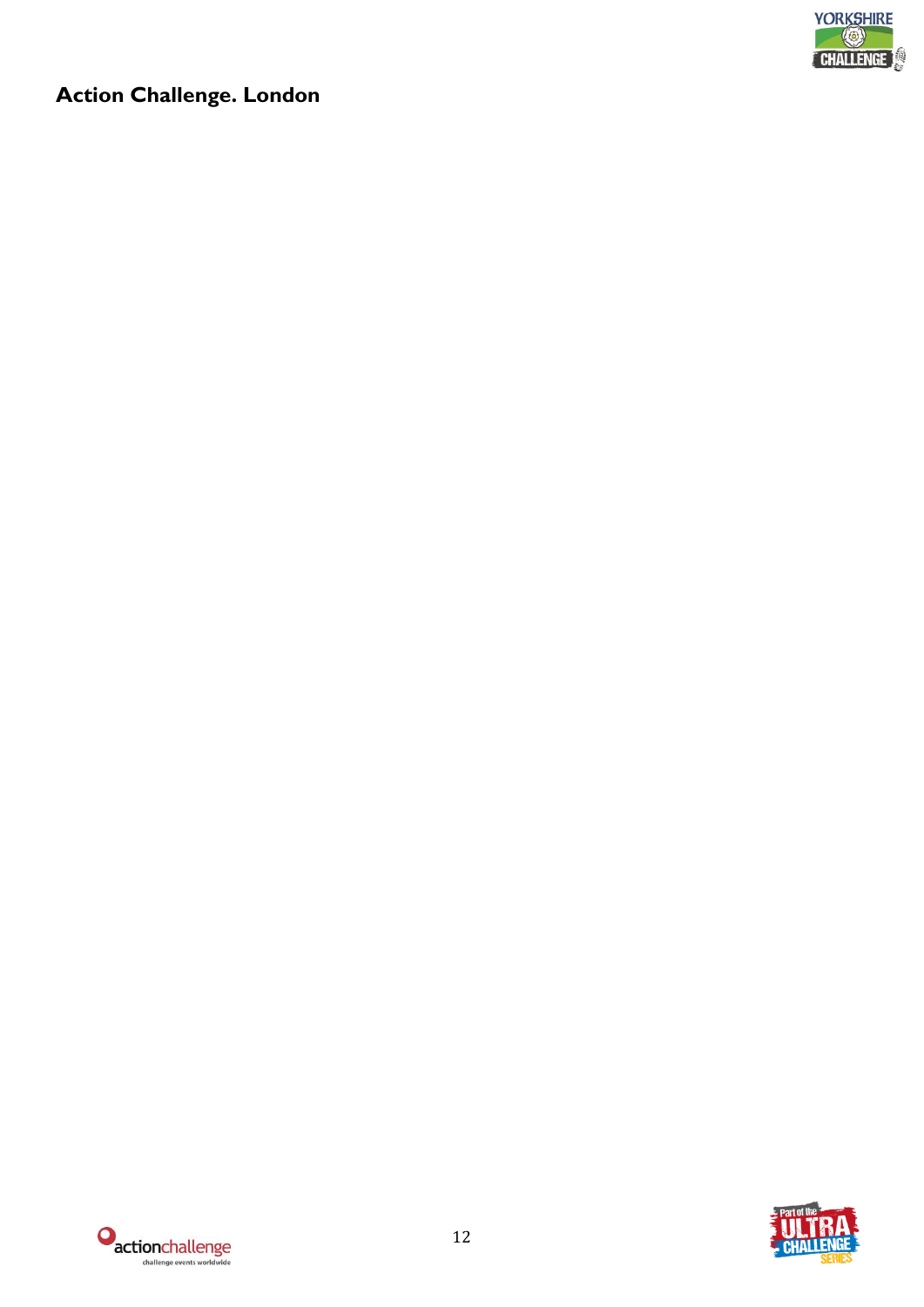**Action Challenge. London**